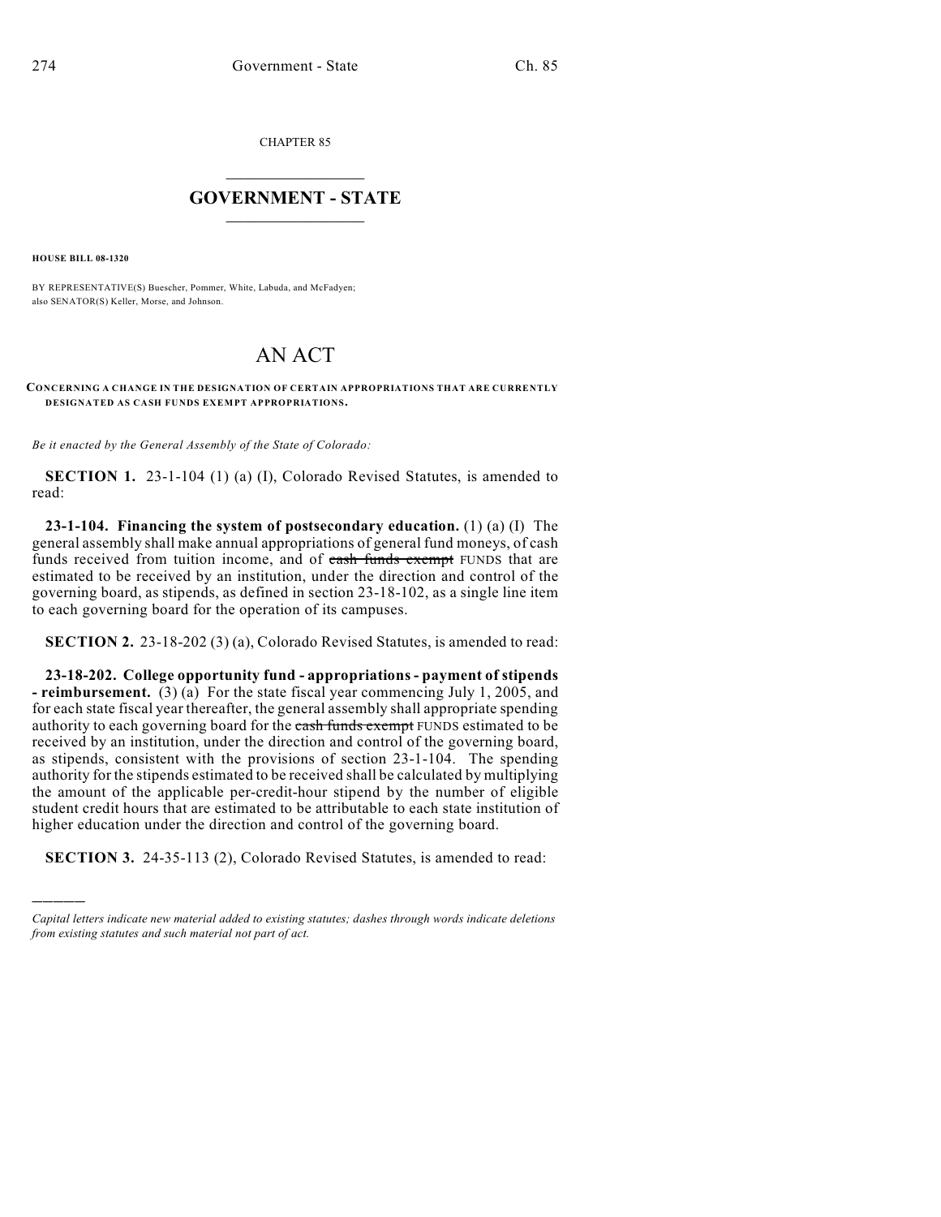CHAPTER 85

# GOVERNMENT - STATE

**HOUSE BILL 08-1320**

BY REPRESENTATIVE(S) Buescher, Pommer, White, Labuda, and McFadyen;
also SENATOR(S) Keller, Morse, and Johnson.

# AN ACT

**CONCERNING A CHANGE IN THE DESIGNATION OF CERTAIN APPROPRIATIONS THAT ARE CURRENTLY DESIGNATED AS CASH FUNDS EXEMPT APPROPRIATIONS.**

*Be it enacted by the General Assembly of the State of Colorado:*

**SECTION 1.** 23-1-104 (1) (a) (I), Colorado Revised Statutes, is amended to read:

**23-1-104. Financing the system of postsecondary education.** (1) (a) (I) The general assembly shall make annual appropriations of general fund moneys, of cash funds received from tuition income, and of ~~cash funds exempt~~ FUNDS that are estimated to be received by an institution, under the direction and control of the governing board, as stipends, as defined in section 23-18-102, as a single line item to each governing board for the operation of its campuses.

**SECTION 2.** 23-18-202 (3) (a), Colorado Revised Statutes, is amended to read:

**23-18-202. College opportunity fund - appropriations - payment of stipends - reimbursement.** (3) (a) For the state fiscal year commencing July 1, 2005, and for each state fiscal year thereafter, the general assembly shall appropriate spending authority to each governing board for the ~~cash funds exempt~~ FUNDS estimated to be received by an institution, under the direction and control of the governing board, as stipends, consistent with the provisions of section 23-1-104. The spending authority for the stipends estimated to be received shall be calculated by multiplying the amount of the applicable per-credit-hour stipend by the number of eligible student credit hours that are estimated to be attributable to each state institution of higher education under the direction and control of the governing board.

**SECTION 3.** 24-35-113 (2), Colorado Revised Statutes, is amended to read:

*Capital letters indicate new material added to existing statutes; dashes through words indicate deletions from existing statutes and such material not part of act.*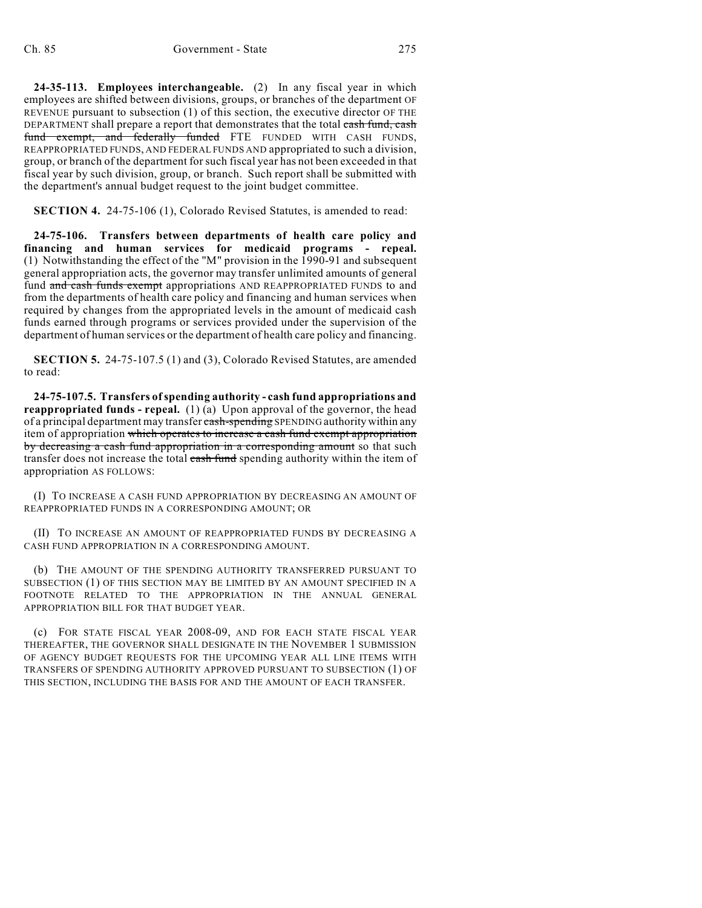**24-35-113. Employees interchangeable.** (2) In any fiscal year in which employees are shifted between divisions, groups, or branches of the department OF REVENUE pursuant to subsection (1) of this section, the executive director OF THE DEPARTMENT shall prepare a report that demonstrates that the total ~~cash fund, cash fund exempt, and federally funded~~ FTE FUNDED WITH CASH FUNDS, REAPPROPRIATED FUNDS, AND FEDERAL FUNDS AND appropriated to such a division, group, or branch of the department for such fiscal year has not been exceeded in that fiscal year by such division, group, or branch. Such report shall be submitted with the department's annual budget request to the joint budget committee.

**SECTION 4.** 24-75-106 (1), Colorado Revised Statutes, is amended to read:

**24-75-106. Transfers between departments of health care policy and financing and human services for medicaid programs - repeal.** (1) Notwithstanding the effect of the "M" provision in the 1990-91 and subsequent general appropriation acts, the governor may transfer unlimited amounts of general fund ~~and cash funds exempt~~ appropriations AND REAPPROPRIATED FUNDS to and from the departments of health care policy and financing and human services when required by changes from the appropriated levels in the amount of medicaid cash funds earned through programs or services provided under the supervision of the department of human services or the department of health care policy and financing.

**SECTION 5.** 24-75-107.5 (1) and (3), Colorado Revised Statutes, are amended to read:

**24-75-107.5. Transfers of spending authority - cash fund appropriations and reappropriated funds - repeal.** (1) (a) Upon approval of the governor, the head of a principal department may transfer ~~cash-spending~~ SPENDING authority within any item of appropriation ~~which operates to increase a cash fund exempt appropriation by decreasing a cash fund appropriation in a corresponding amount~~ so that such transfer does not increase the total ~~cash fund~~ spending authority within the item of appropriation AS FOLLOWS:

(I) TO INCREASE A CASH FUND APPROPRIATION BY DECREASING AN AMOUNT OF REAPPROPRIATED FUNDS IN A CORRESPONDING AMOUNT; OR

(II) TO INCREASE AN AMOUNT OF REAPPROPRIATED FUNDS BY DECREASING A CASH FUND APPROPRIATION IN A CORRESPONDING AMOUNT.

(b) THE AMOUNT OF THE SPENDING AUTHORITY TRANSFERRED PURSUANT TO SUBSECTION (1) OF THIS SECTION MAY BE LIMITED BY AN AMOUNT SPECIFIED IN A FOOTNOTE RELATED TO THE APPROPRIATION IN THE ANNUAL GENERAL APPROPRIATION BILL FOR THAT BUDGET YEAR.

(c) FOR STATE FISCAL YEAR 2008-09, AND FOR EACH STATE FISCAL YEAR THEREAFTER, THE GOVERNOR SHALL DESIGNATE IN THE NOVEMBER 1 SUBMISSION OF AGENCY BUDGET REQUESTS FOR THE UPCOMING YEAR ALL LINE ITEMS WITH TRANSFERS OF SPENDING AUTHORITY APPROVED PURSUANT TO SUBSECTION (1) OF THIS SECTION, INCLUDING THE BASIS FOR AND THE AMOUNT OF EACH TRANSFER.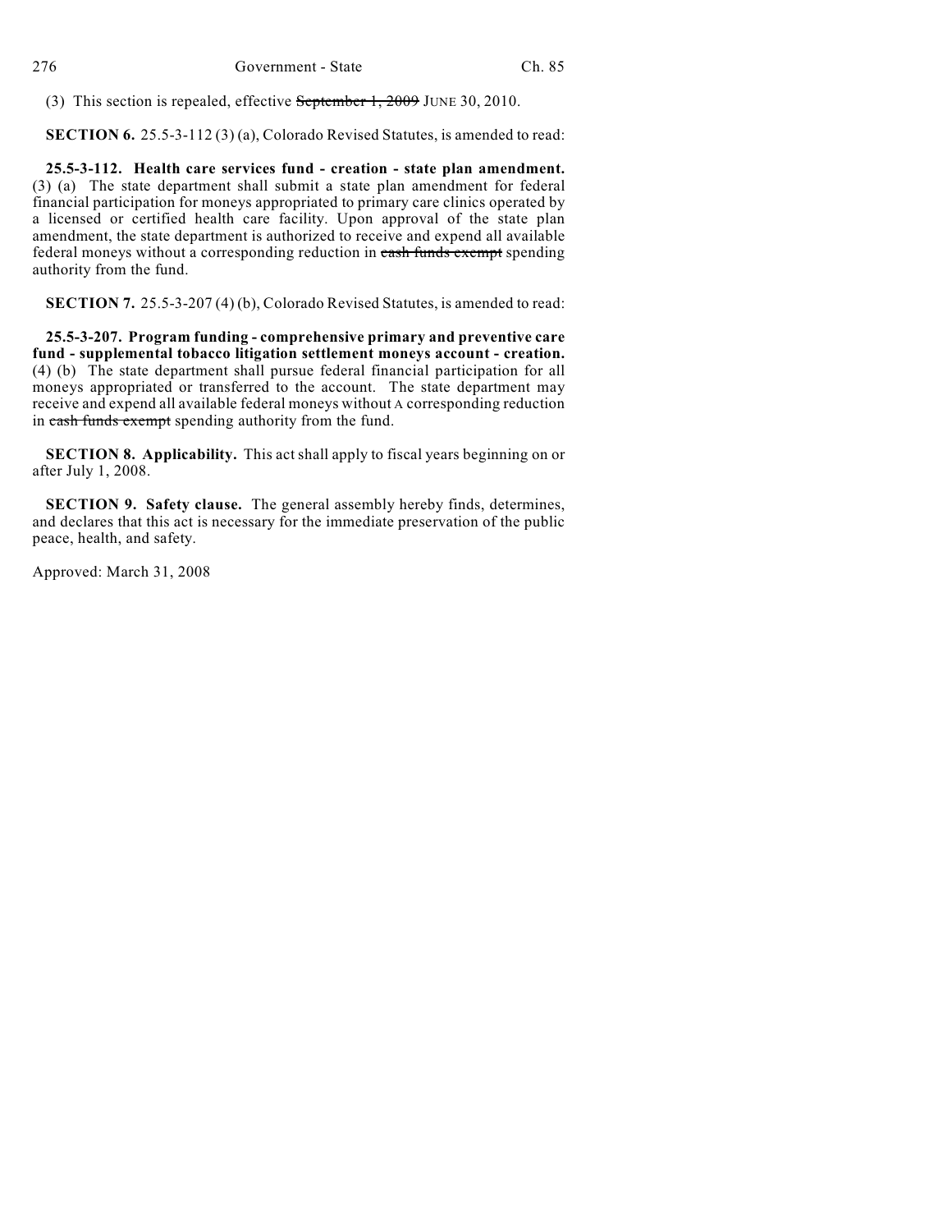(3) This section is repealed, effective ~~September 1, 2009~~ JUNE 30, 2010.

**SECTION 6.** 25.5-3-112 (3) (a), Colorado Revised Statutes, is amended to read:

**25.5-3-112. Health care services fund - creation - state plan amendment.** (3) (a) The state department shall submit a state plan amendment for federal financial participation for moneys appropriated to primary care clinics operated by a licensed or certified health care facility. Upon approval of the state plan amendment, the state department is authorized to receive and expend all available federal moneys without a corresponding reduction in ~~cash funds exempt~~ spending authority from the fund.

**SECTION 7.** 25.5-3-207 (4) (b), Colorado Revised Statutes, is amended to read:

**25.5-3-207. Program funding - comprehensive primary and preventive care fund - supplemental tobacco litigation settlement moneys account - creation.** (4) (b) The state department shall pursue federal financial participation for all moneys appropriated or transferred to the account. The state department may receive and expend all available federal moneys without A corresponding reduction in ~~cash funds exempt~~ spending authority from the fund.

**SECTION 8. Applicability.** This act shall apply to fiscal years beginning on or after July 1, 2008.

**SECTION 9. Safety clause.** The general assembly hereby finds, determines, and declares that this act is necessary for the immediate preservation of the public peace, health, and safety.

Approved: March 31, 2008